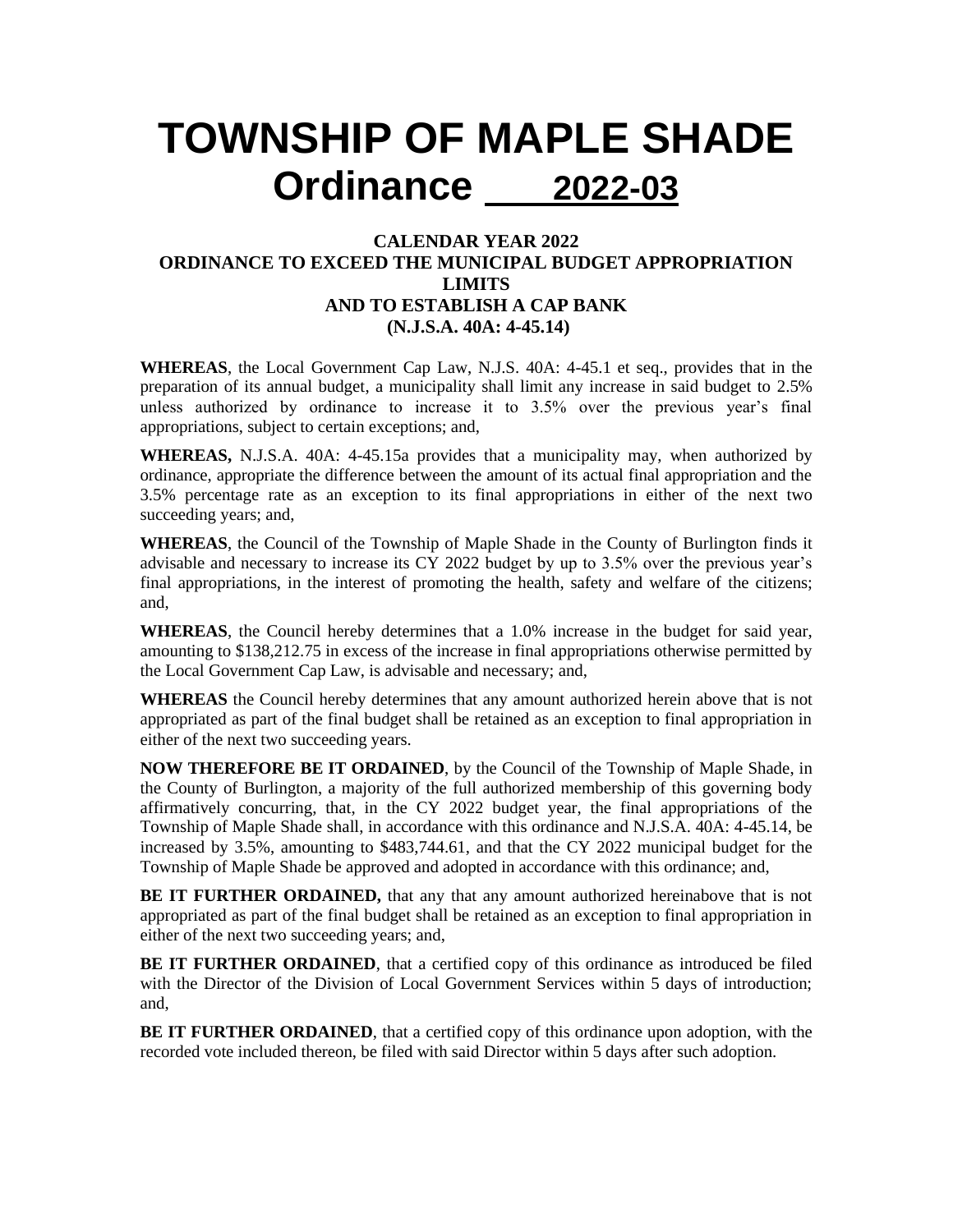# TOWNSHIP OF MAPLE SHADE
# Ordinance 2022-03

### CALENDAR YEAR 2022
### ORDINANCE TO EXCEED THE MUNICIPAL BUDGET APPROPRIATION LIMITS
### AND TO ESTABLISH A CAP BANK
### (N.J.S.A. 40A: 4-45.14)

**WHEREAS**, the Local Government Cap Law, N.J.S. 40A: 4-45.1 et seq., provides that in the preparation of its annual budget, a municipality shall limit any increase in said budget to 2.5% unless authorized by ordinance to increase it to 3.5% over the previous year's final appropriations, subject to certain exceptions; and,

**WHEREAS,** N.J.S.A. 40A: 4-45.15a provides that a municipality may, when authorized by ordinance, appropriate the difference between the amount of its actual final appropriation and the 3.5% percentage rate as an exception to its final appropriations in either of the next two succeeding years; and,

**WHEREAS**, the Council of the Township of Maple Shade in the County of Burlington finds it advisable and necessary to increase its CY 2022 budget by up to 3.5% over the previous year's final appropriations, in the interest of promoting the health, safety and welfare of the citizens; and,

**WHEREAS**, the Council hereby determines that a 1.0% increase in the budget for said year, amounting to $138,212.75 in excess of the increase in final appropriations otherwise permitted by the Local Government Cap Law, is advisable and necessary; and,

**WHEREAS** the Council hereby determines that any amount authorized herein above that is not appropriated as part of the final budget shall be retained as an exception to final appropriation in either of the next two succeeding years.

**NOW THEREFORE BE IT ORDAINED**, by the Council of the Township of Maple Shade, in the County of Burlington, a majority of the full authorized membership of this governing body affirmatively concurring, that, in the CY 2022 budget year, the final appropriations of the Township of Maple Shade shall, in accordance with this ordinance and N.J.S.A. 40A: 4-45.14, be increased by 3.5%, amounting to $483,744.61, and that the CY 2022 municipal budget for the Township of Maple Shade be approved and adopted in accordance with this ordinance; and,

**BE IT FURTHER ORDAINED,** that any that any amount authorized hereinabove that is not appropriated as part of the final budget shall be retained as an exception to final appropriation in either of the next two succeeding years; and,

**BE IT FURTHER ORDAINED**, that a certified copy of this ordinance as introduced be filed with the Director of the Division of Local Government Services within 5 days of introduction; and,

**BE IT FURTHER ORDAINED**, that a certified copy of this ordinance upon adoption, with the recorded vote included thereon, be filed with said Director within 5 days after such adoption.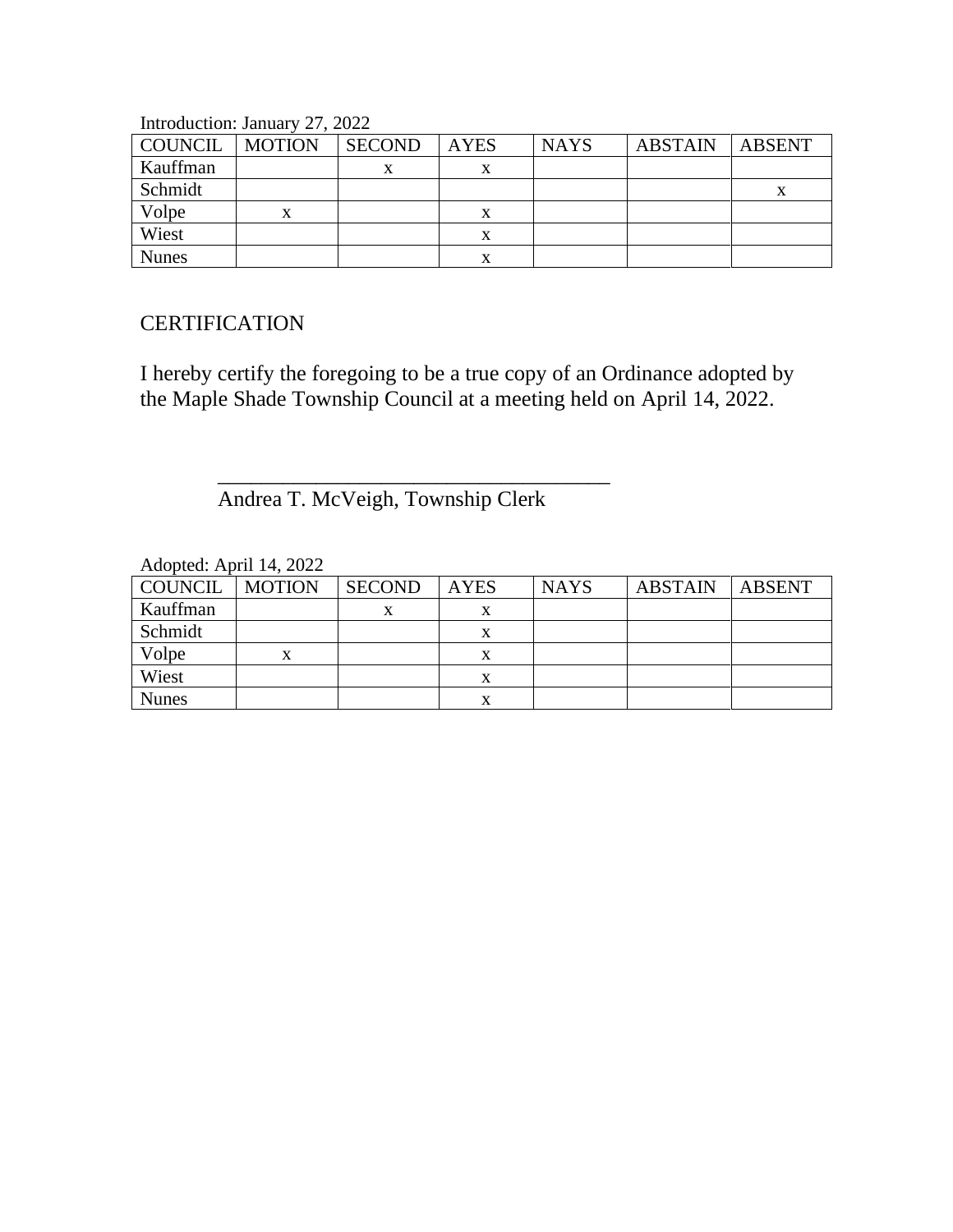Introduction: January 27, 2022

| COUNCIL | MOTION | SECOND | AYES | NAYS | ABSTAIN | ABSENT |
|---|---|---|---|---|---|---|
| Kauffman | | x | x | | | |
| Schmidt | | | | | | x |
| Volpe | x | | x | | | |
| Wiest | | | x | | | |
| Nunes | | | x | | | |

CERTIFICATION

I hereby certify the foregoing to be a true copy of an Ordinance adopted by the Maple Shade Township Council at a meeting held on April 14, 2022.

____________________________________
Andrea T. McVeigh, Township Clerk

Adopted: April 14, 2022

| COUNCIL | MOTION | SECOND | AYES | NAYS | ABSTAIN | ABSENT |
|---|---|---|---|---|---|---|
| Kauffman | | x | x | | | |
| Schmidt | | | x | | | |
| Volpe | x | | x | | | |
| Wiest | | | x | | | |
| Nunes | | | x | | | |